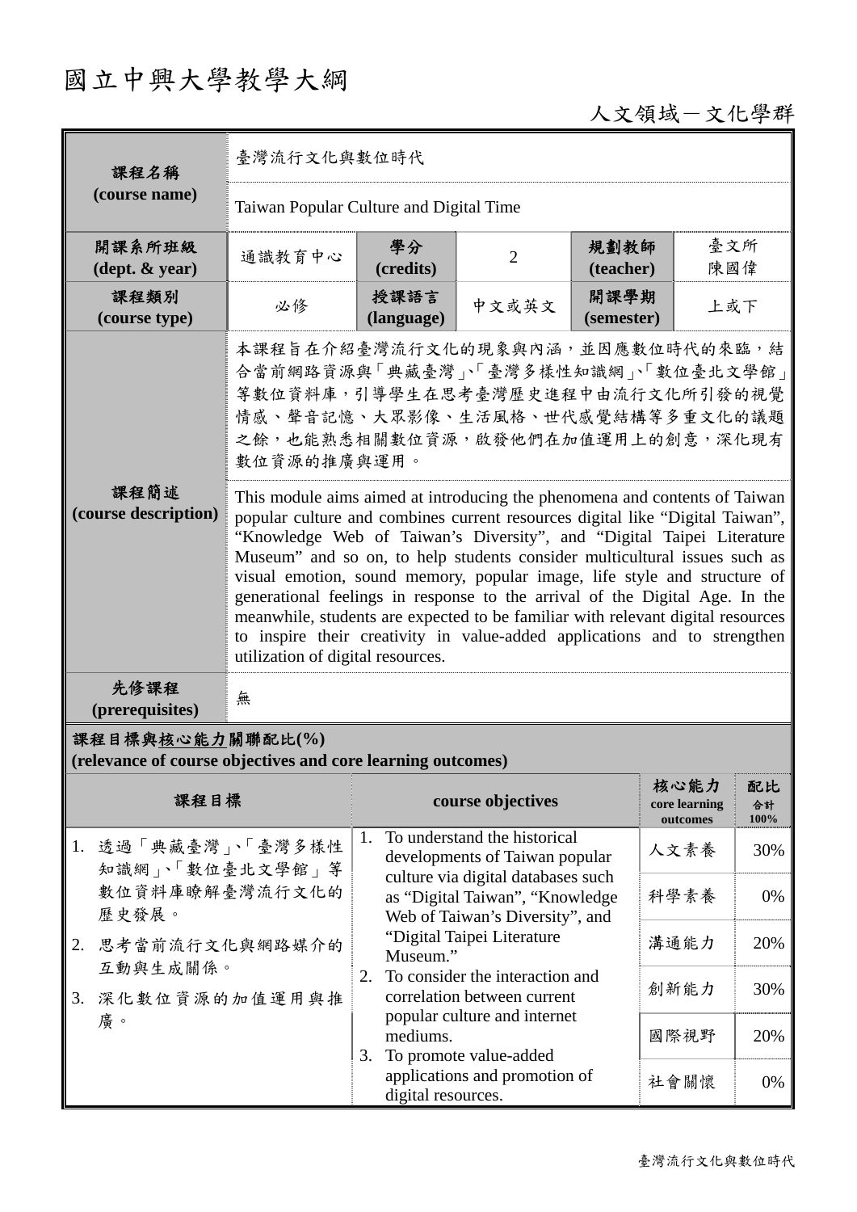# 國立中興大學教學大綱

人文領域－文化學群

| 課程名稱 (course name) | 臺灣流行文化與數位時代 | | | | |
|---|---|---|---|---|---|
| | Taiwan Popular Culture and Digital Time | | | | |
| 開課系所班級 (dept. & year) | 通識教育中心 | 學分 (credits) | 2 | 規劃教師 (teacher) | 臺文所 陳國偉 |
| 課程類別 (course type) | 必修 | 授課語言 (language) | 中文或英文 | 開課學期 (semester) | 上或下 |
| 課程簡述 (course description) | 本課程旨在介紹臺灣流行文化的現象與內涵，並因應數位時代的來臨，結合當前網路資源與「典藏臺灣」、「臺灣多樣性知識網」、「數位臺北文學館」等數位資料庫，引導學生在思考臺灣歷史進程中由流行文化所引發的視覺情感、聲音記憶、大眾影像、生活風格、世代感覺結構等多重文化的議題之餘，也能熟悉相關數位資源，啟發他們在加值運用上的創意，深化現有數位資源的推廣與運用。 | | | | |
| | This module aims aimed at introducing the phenomena and contents of Taiwan popular culture and combines current resources digital like “Digital Taiwan”, “Knowledge Web of Taiwan’s Diversity”, and “Digital Taipei Literature Museum” and so on, to help students consider multicultural issues such as visual emotion, sound memory, popular image, life style and structure of generational feelings in response to the arrival of the Digital Age. In the meanwhile, students are expected to be familiar with relevant digital resources to inspire their creativity in value-added applications and to strengthen utilization of digital resources. | | | | |
| 先修課程 (prerequisites) | 無 | | | | |

**課程目標與核心能力關聯配比(%)**
**(relevance of course objectives and core learning outcomes)**

| 課程目標 | course objectives | 核心能力 core learning outcomes | 配比 合計 100% |
|---|---|---|---|
| 1. 透過「典藏臺灣」、「臺灣多樣性知識網」、「數位臺北文學館」等數位資料庫瞭解臺灣流行文化的歷史發展。<br>2. 思考當前流行文化與網路媒介的互動與生成關係。<br>3. 深化數位資源的加值運用與推廣。 | 1. To understand the historical developments of Taiwan popular culture via digital databases such as “Digital Taiwan”, “Knowledge Web of Taiwan’s Diversity”, and “Digital Taipei Literature Museum.”<br>2. To consider the interaction and correlation between current popular culture and internet mediums.<br>3. To promote value-added applications and promotion of digital resources. | 人文素養 | 30% |
| | | 科學素養 | 0% |
| | | 溝通能力 | 20% |
| | | 創新能力 | 30% |
| | | 國際視野 | 20% |
| | | 社會關懷 | 0% |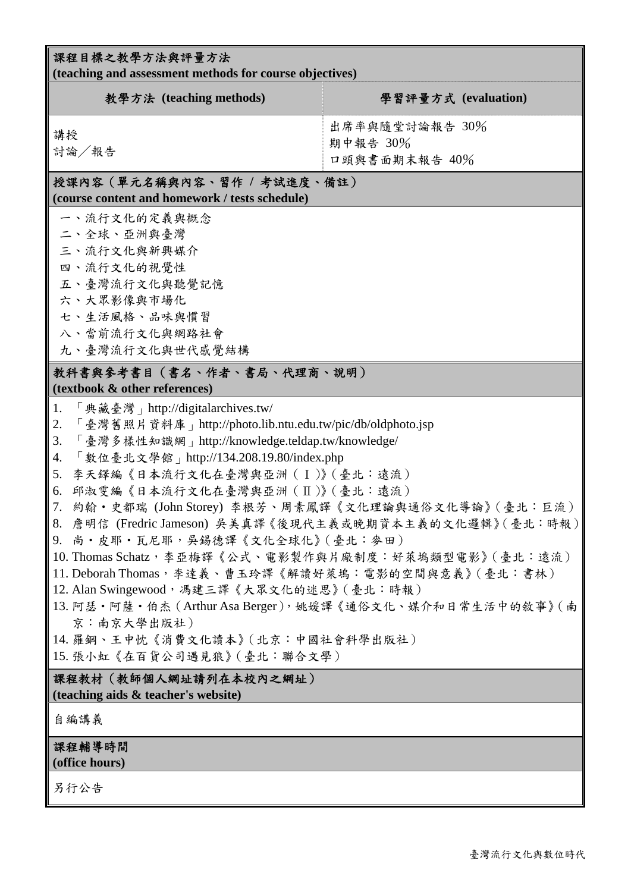## 課程目標之教學方法與評量方法
**(teaching and assessment methods for course objectives)**

| 教學方法 (teaching methods) | 學習評量方式 (evaluation) |
|---|---|
| 講授<br>討論／報告 | 出席率與隨堂討論報告 30%<br>期中報告 30%<br>口頭與書面期末報告 40% |

## 授課內容（單元名稱與內容、習作 / 考試進度、備註）
**(course content and homework / tests schedule)**

一、流行文化的定義與概念
二、全球、亞洲與臺灣
三、流行文化與新興媒介
四、流行文化的視覺性
五、臺灣流行文化與聽覺記憶
六、大眾影像與市場化
七、生活風格、品味與慣習
八、當前流行文化與網路社會
九、臺灣流行文化與世代感覺結構

## 教科書與參考書目（書名、作者、書局、代理商、說明）
**(textbook & other references)**

1. 「典藏臺灣」http://digitalarchives.tw/
2. 「臺灣舊照片資料庫」http://photo.lib.ntu.edu.tw/pic/db/oldphoto.jsp
3. 「臺灣多樣性知識網」http://knowledge.teldap.tw/knowledge/
4. 「數位臺北文學館」http://134.208.19.80/index.php
5. 李天鐸編《日本流行文化在臺灣與亞洲（Ⅰ)》(臺北：遠流)
6. 邱淑雯編《日本流行文化在臺灣與亞洲（Ⅱ)》(臺北：遠流)
7. 約翰‧史都瑞 (John Storey) 李根芳、周素鳳譯《文化理論與通俗文化導論》(臺北：巨流)
8. 詹明信 (Fredric Jameson) 吳美真譯《後現代主義或晚期資本主義的文化邏輯》(臺北：時報)
9. 尚‧皮耶‧瓦尼耶，吳錫德譯《文化全球化》(臺北：麥田)
10. Thomas Schatz，李亞梅譯《公式、電影製作與片廠制度：好萊塢類型電影》(臺北：遠流)
11. Deborah Thomas，李達義、曹玉玲譯《解讀好萊塢：電影的空間與意義》(臺北：書林)
12. Alan Swingewood，馮建三譯《大眾文化的迷思》(臺北：時報)
13. 阿瑟‧阿薩‧伯杰（Arthur Asa Berger)，姚媛譯《通俗文化、媒介和日常生活中的敘事》(南京：南京大學出版社)
14. 羅鋼、王中忱《消費文化讀本》(北京：中國社會科學出版社)
15. 張小虹《在百貨公司遇見狼》(臺北：聯合文學)

## 課程教材（教師個人網址請列在本校內之網址）
**(teaching aids & teacher's website)**

自編講義

## 課程輔導時間
**(office hours)**

另行公告